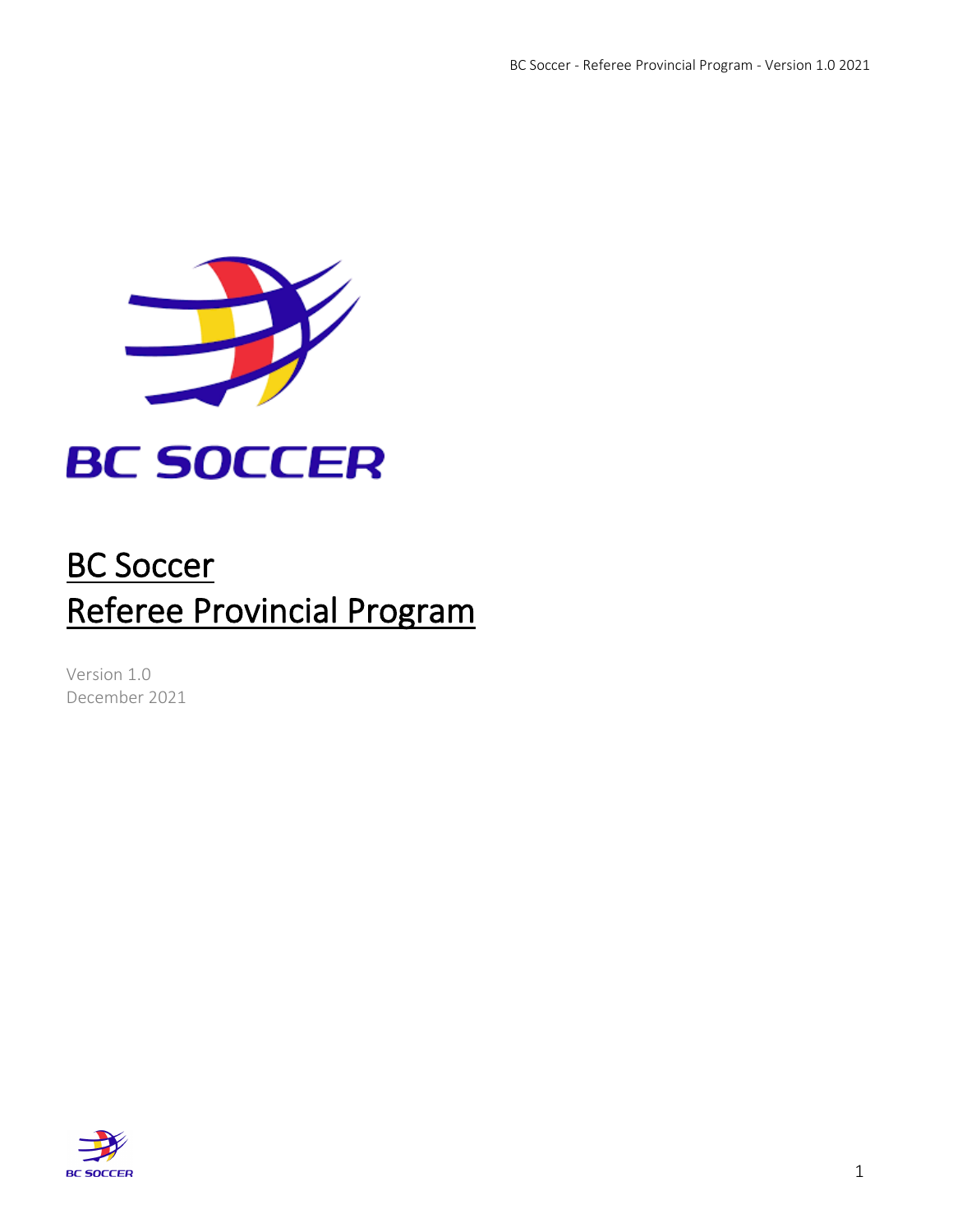# BC Soccer
# Referee Provincial Program

Version 1.0
December 2021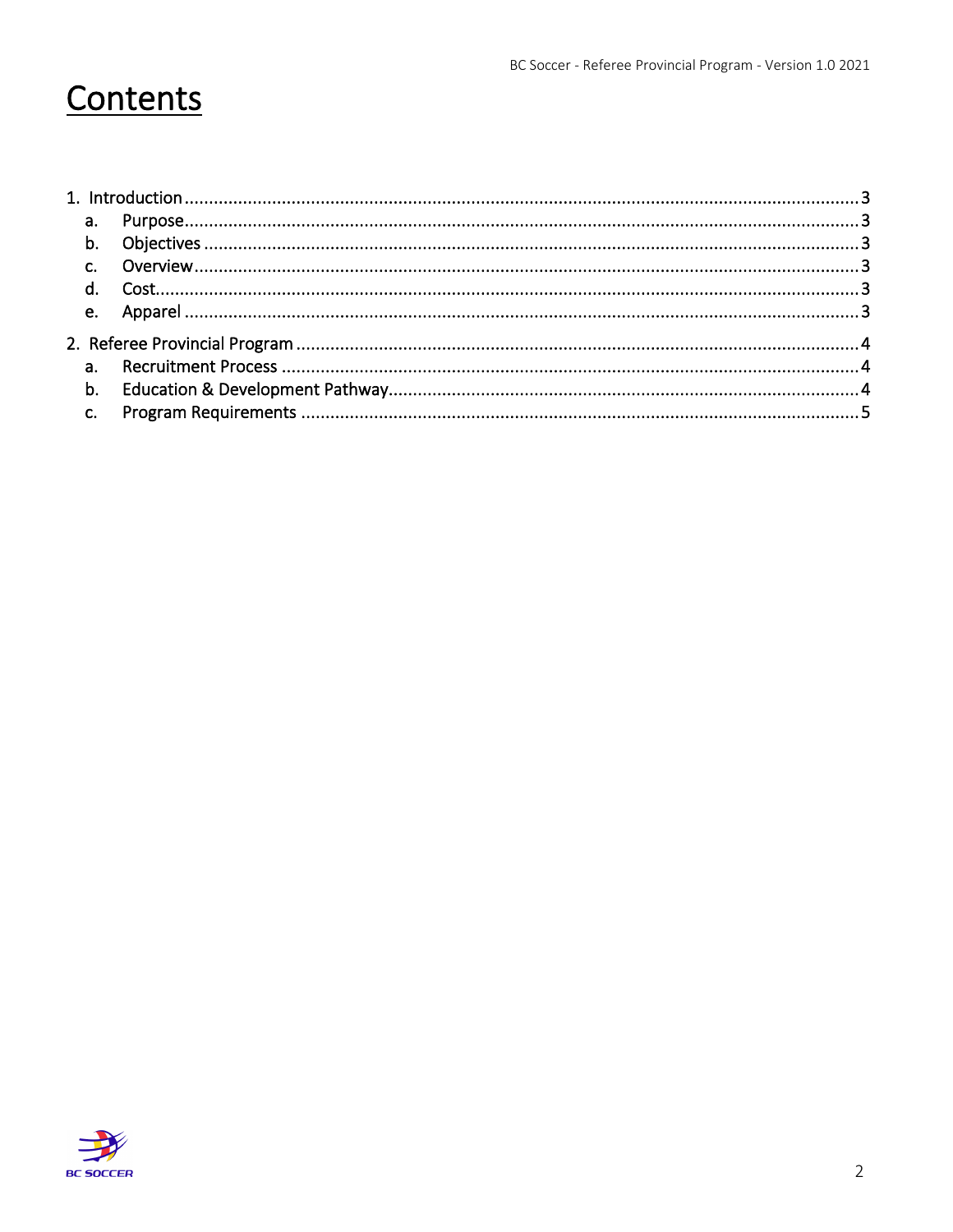# Contents

1. Introduction ........................................................................ 3
   a. Purpose ........................................................................ 3
   b. Objectives ........................................................................ 3
   c. Overview ........................................................................ 3
   d. Cost ........................................................................ 3
   e. Apparel ........................................................................ 3
2. Referee Provincial Program ........................................................................ 4
   a. Recruitment Process ........................................................................ 4
   b. Education & Development Pathway ........................................................................ 4
   c. Program Requirements ........................................................................ 5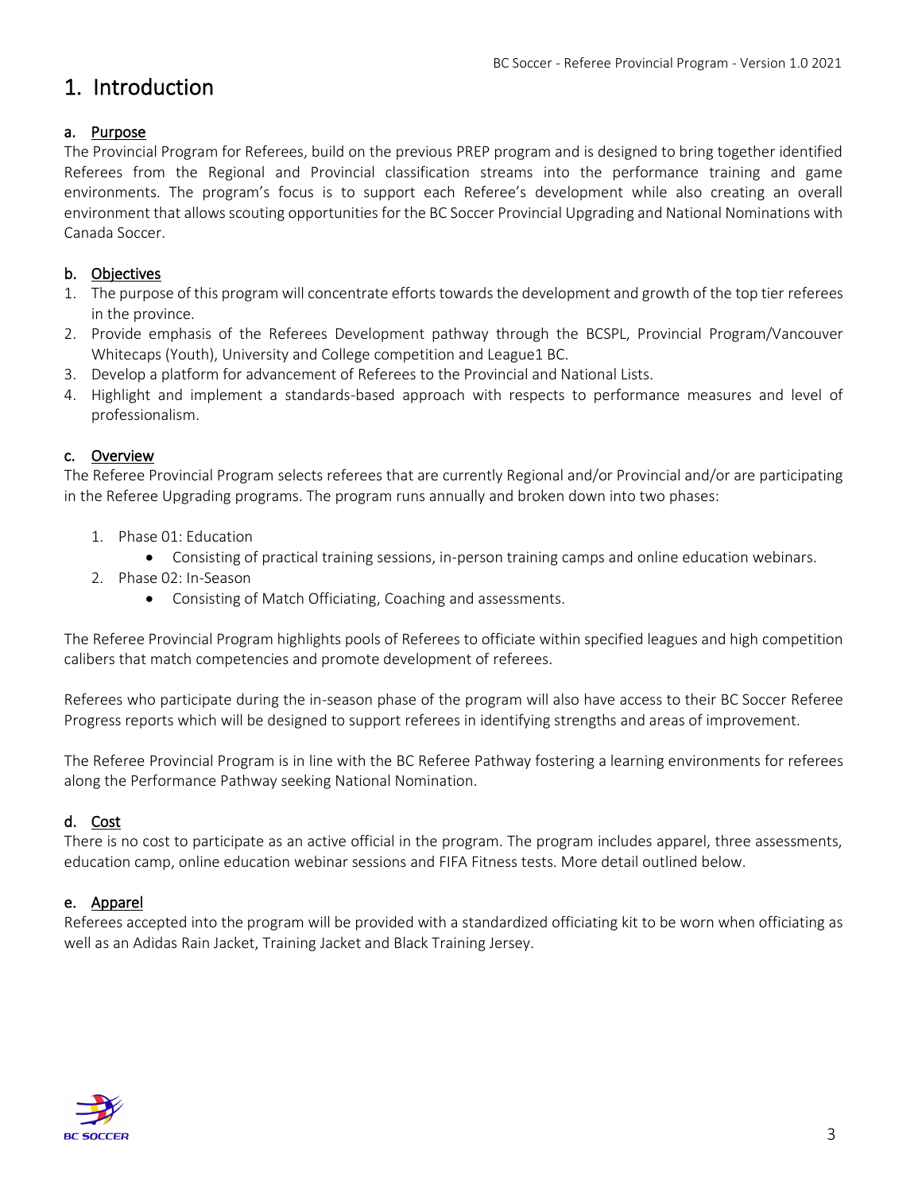# 1. Introduction

## a. Purpose

The Provincial Program for Referees, build on the previous PREP program and is designed to bring together identified Referees from the Regional and Provincial classification streams into the performance training and game environments. The program's focus is to support each Referee's development while also creating an overall environment that allows scouting opportunities for the BC Soccer Provincial Upgrading and National Nominations with Canada Soccer.

## b. Objectives

1. The purpose of this program will concentrate efforts towards the development and growth of the top tier referees in the province.
2. Provide emphasis of the Referees Development pathway through the BCSPL, Provincial Program/Vancouver Whitecaps (Youth), University and College competition and League1 BC.
3. Develop a platform for advancement of Referees to the Provincial and National Lists.
4. Highlight and implement a standards-based approach with respects to performance measures and level of professionalism.

## c. Overview

The Referee Provincial Program selects referees that are currently Regional and/or Provincial and/or are participating in the Referee Upgrading programs. The program runs annually and broken down into two phases:

1. Phase 01: Education
    - Consisting of practical training sessions, in-person training camps and online education webinars.
2. Phase 02: In-Season
    - Consisting of Match Officiating, Coaching and assessments.

The Referee Provincial Program highlights pools of Referees to officiate within specified leagues and high competition calibers that match competencies and promote development of referees.

Referees who participate during the in-season phase of the program will also have access to their BC Soccer Referee Progress reports which will be designed to support referees in identifying strengths and areas of improvement.

The Referee Provincial Program is in line with the BC Referee Pathway fostering a learning environments for referees along the Performance Pathway seeking National Nomination.

## d. Cost

There is no cost to participate as an active official in the program. The program includes apparel, three assessments, education camp, online education webinar sessions and FIFA Fitness tests. More detail outlined below.

## e. Apparel

Referees accepted into the program will be provided with a standardized officiating kit to be worn when officiating as well as an Adidas Rain Jacket, Training Jacket and Black Training Jersey.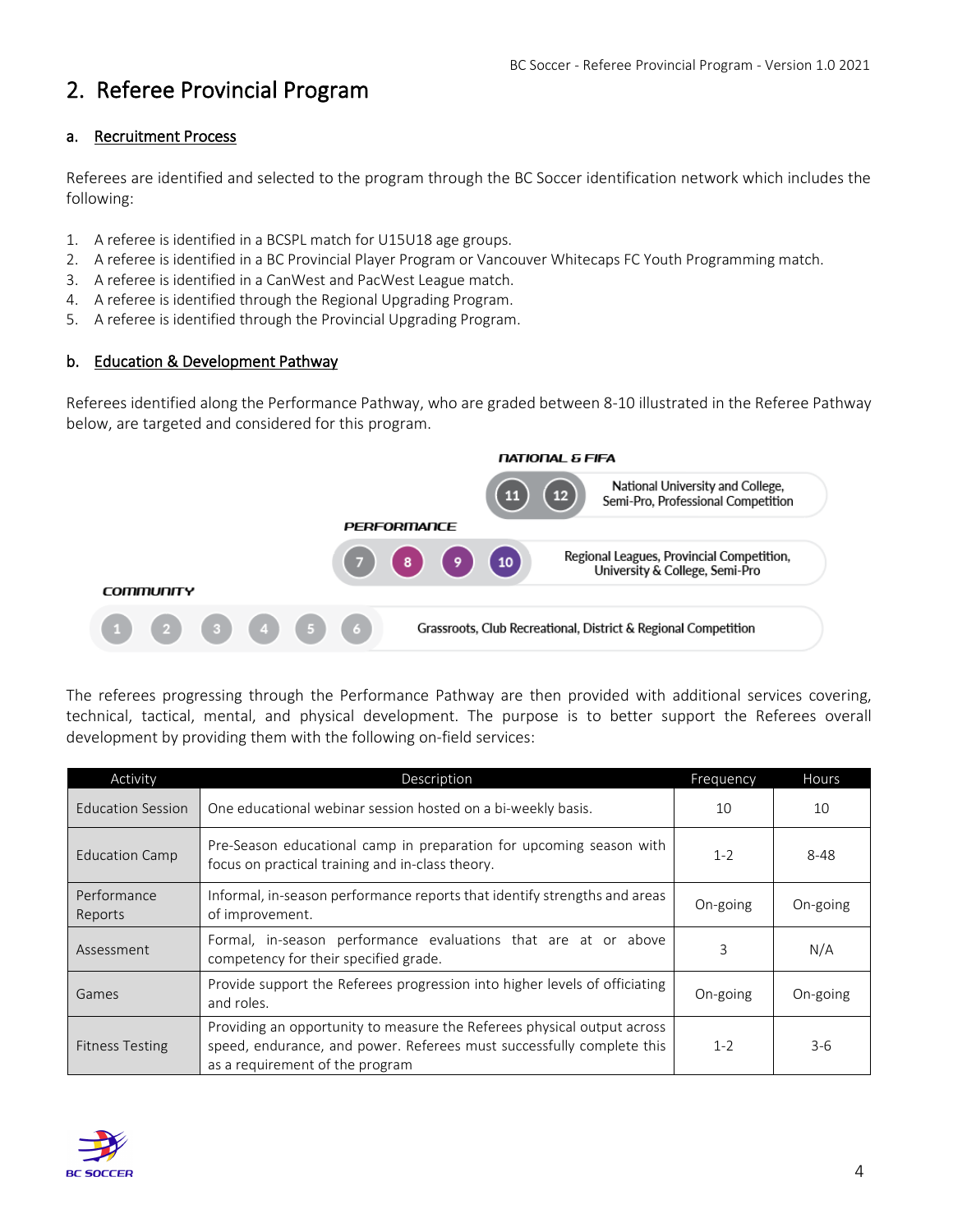## 2. Referee Provincial Program

### a. Recruitment Process

Referees are identified and selected to the program through the BC Soccer identification network which includes the following:

1. A referee is identified in a BCSPL match for U15U18 age groups.
2. A referee is identified in a BC Provincial Player Program or Vancouver Whitecaps FC Youth Programming match.
3. A referee is identified in a CanWest and PacWest League match.
4. A referee is identified through the Regional Upgrading Program.
5. A referee is identified through the Provincial Upgrading Program.

### b. Education & Development Pathway

Referees identified along the Performance Pathway, who are graded between 8-10 illustrated in the Referee Pathway below, are targeted and considered for this program.

**NATIONAL & FIFA**

11 12 — National University and College, Semi-Pro, Professional Competition

**PERFORMANCE**

7 8 9 10 — Regional Leagues, Provincial Competition, University & College, Semi-Pro

**COMMUNITY**

1 2 3 4 5 6 — Grassroots, Club Recreational, District & Regional Competition

The referees progressing through the Performance Pathway are then provided with additional services covering, technical, tactical, mental, and physical development. The purpose is to better support the Referees overall development by providing them with the following on-field services:

| Activity | Description | Frequency | Hours |
| --- | --- | --- | --- |
| Education Session | One educational webinar session hosted on a bi-weekly basis. | 10 | 10 |
| Education Camp | Pre-Season educational camp in preparation for upcoming season with focus on practical training and in-class theory. | 1-2 | 8-48 |
| Performance Reports | Informal, in-season performance reports that identify strengths and areas of improvement. | On-going | On-going |
| Assessment | Formal, in-season performance evaluations that are at or above competency for their specified grade. | 3 | N/A |
| Games | Provide support the Referees progression into higher levels of officiating and roles. | On-going | On-going |
| Fitness Testing | Providing an opportunity to measure the Referees physical output across speed, endurance, and power. Referees must successfully complete this as a requirement of the program | 1-2 | 3-6 |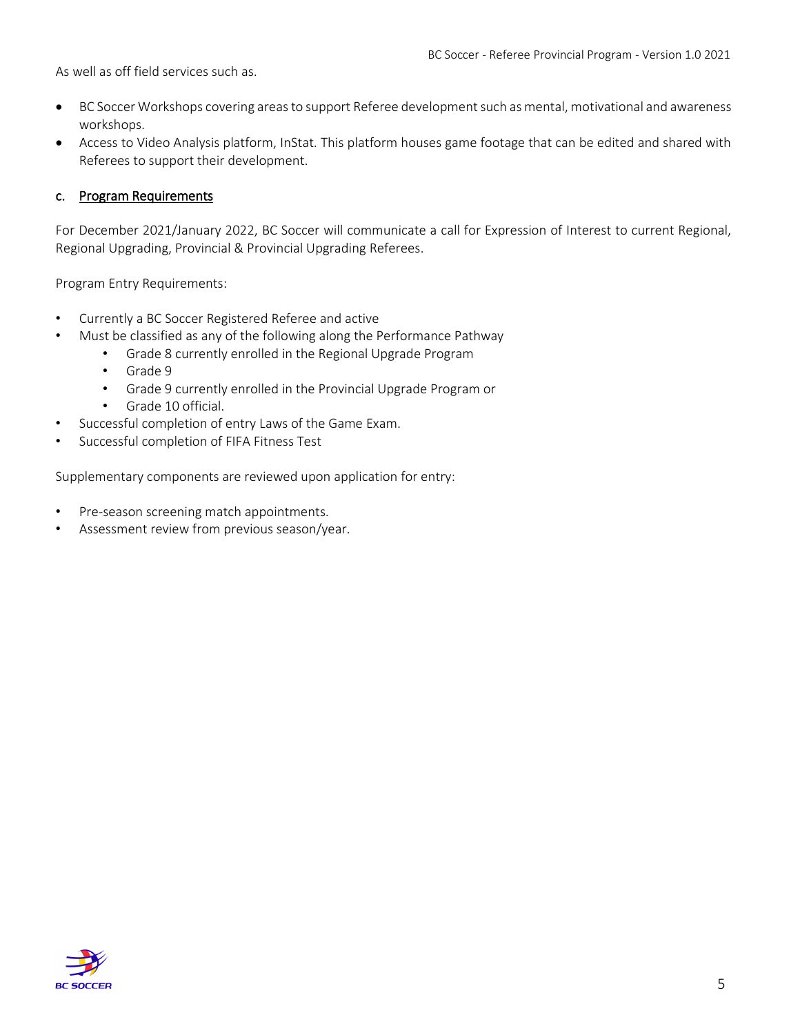As well as off field services such as.

- BC Soccer Workshops covering areas to support Referee development such as mental, motivational and awareness workshops.
- Access to Video Analysis platform, InStat. This platform houses game footage that can be edited and shared with Referees to support their development.

### c. Program Requirements

For December 2021/January 2022, BC Soccer will communicate a call for Expression of Interest to current Regional, Regional Upgrading, Provincial & Provincial Upgrading Referees.

Program Entry Requirements:

- Currently a BC Soccer Registered Referee and active
- Must be classified as any of the following along the Performance Pathway
  - Grade 8 currently enrolled in the Regional Upgrade Program
  - Grade 9
  - Grade 9 currently enrolled in the Provincial Upgrade Program or
  - Grade 10 official.
- Successful completion of entry Laws of the Game Exam.
- Successful completion of FIFA Fitness Test

Supplementary components are reviewed upon application for entry:

- Pre-season screening match appointments.
- Assessment review from previous season/year.